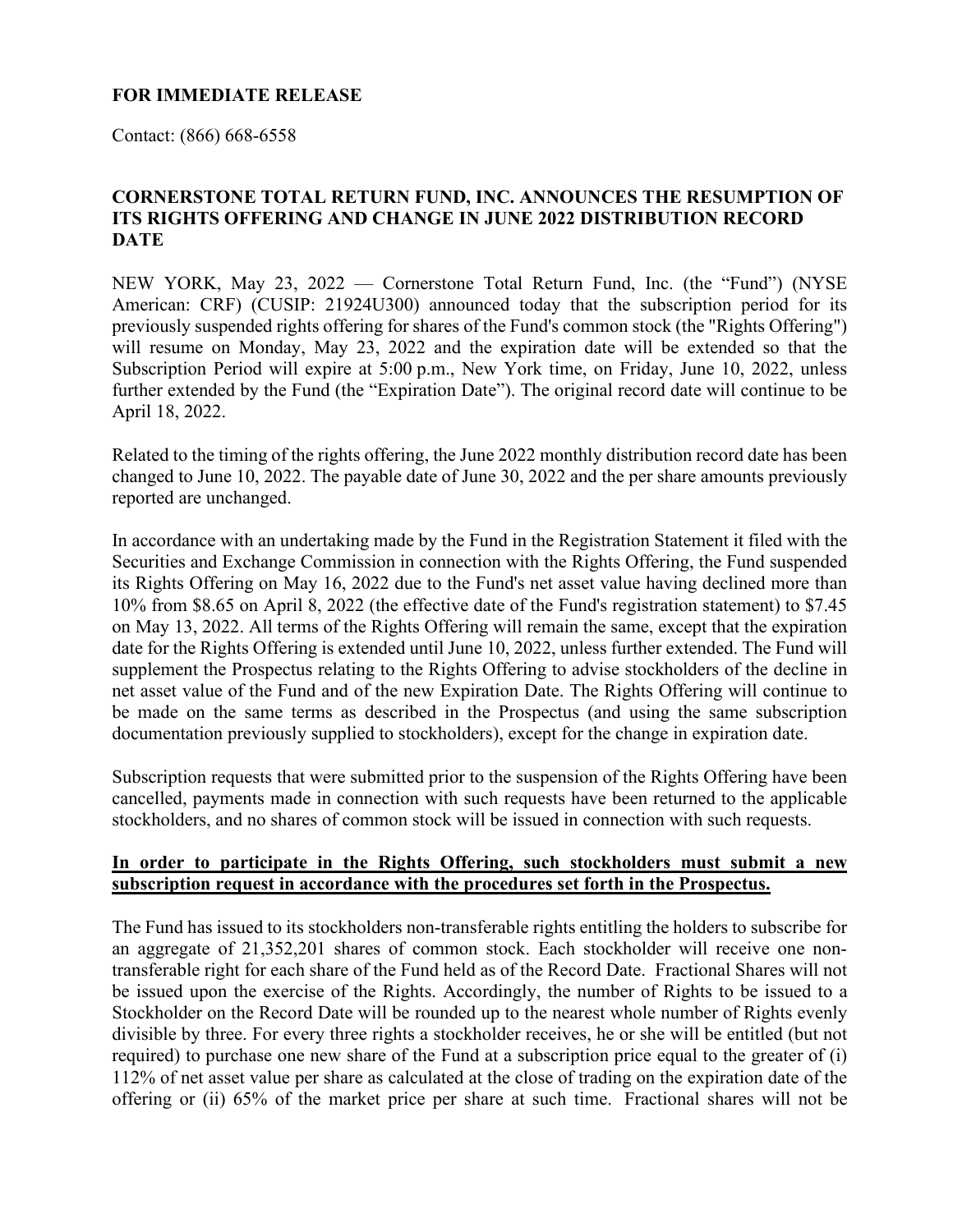**FOR IMMEDIATE RELEASE**

Contact: (866) 668-6558

# CORNERSTONE TOTAL RETURN FUND, INC. ANNOUNCES THE RESUMPTION OF ITS RIGHTS OFFERING AND CHANGE IN JUNE 2022 DISTRIBUTION RECORD DATE

NEW YORK, May 23, 2022 — Cornerstone Total Return Fund, Inc. (the "Fund") (NYSE American: CRF) (CUSIP: 21924U300) announced today that the subscription period for its previously suspended rights offering for shares of the Fund's common stock (the "Rights Offering") will resume on Monday, May 23, 2022 and the expiration date will be extended so that the Subscription Period will expire at 5:00 p.m., New York time, on Friday, June 10, 2022, unless further extended by the Fund (the "Expiration Date"). The original record date will continue to be April 18, 2022.

Related to the timing of the rights offering, the June 2022 monthly distribution record date has been changed to June 10, 2022. The payable date of June 30, 2022 and the per share amounts previously reported are unchanged.

In accordance with an undertaking made by the Fund in the Registration Statement it filed with the Securities and Exchange Commission in connection with the Rights Offering, the Fund suspended its Rights Offering on May 16, 2022 due to the Fund's net asset value having declined more than 10% from $8.65 on April 8, 2022 (the effective date of the Fund's registration statement) to $7.45 on May 13, 2022. All terms of the Rights Offering will remain the same, except that the expiration date for the Rights Offering is extended until June 10, 2022, unless further extended. The Fund will supplement the Prospectus relating to the Rights Offering to advise stockholders of the decline in net asset value of the Fund and of the new Expiration Date. The Rights Offering will continue to be made on the same terms as described in the Prospectus (and using the same subscription documentation previously supplied to stockholders), except for the change in expiration date.

Subscription requests that were submitted prior to the suspension of the Rights Offering have been cancelled, payments made in connection with such requests have been returned to the applicable stockholders, and no shares of common stock will be issued in connection with such requests.

**In order to participate in the Rights Offering, such stockholders must submit a new subscription request in accordance with the procedures set forth in the Prospectus.**

The Fund has issued to its stockholders non-transferable rights entitling the holders to subscribe for an aggregate of 21,352,201 shares of common stock. Each stockholder will receive one non-transferable right for each share of the Fund held as of the Record Date. Fractional Shares will not be issued upon the exercise of the Rights. Accordingly, the number of Rights to be issued to a Stockholder on the Record Date will be rounded up to the nearest whole number of Rights evenly divisible by three. For every three rights a stockholder receives, he or she will be entitled (but not required) to purchase one new share of the Fund at a subscription price equal to the greater of (i) 112% of net asset value per share as calculated at the close of trading on the expiration date of the offering or (ii) 65% of the market price per share at such time. Fractional shares will not be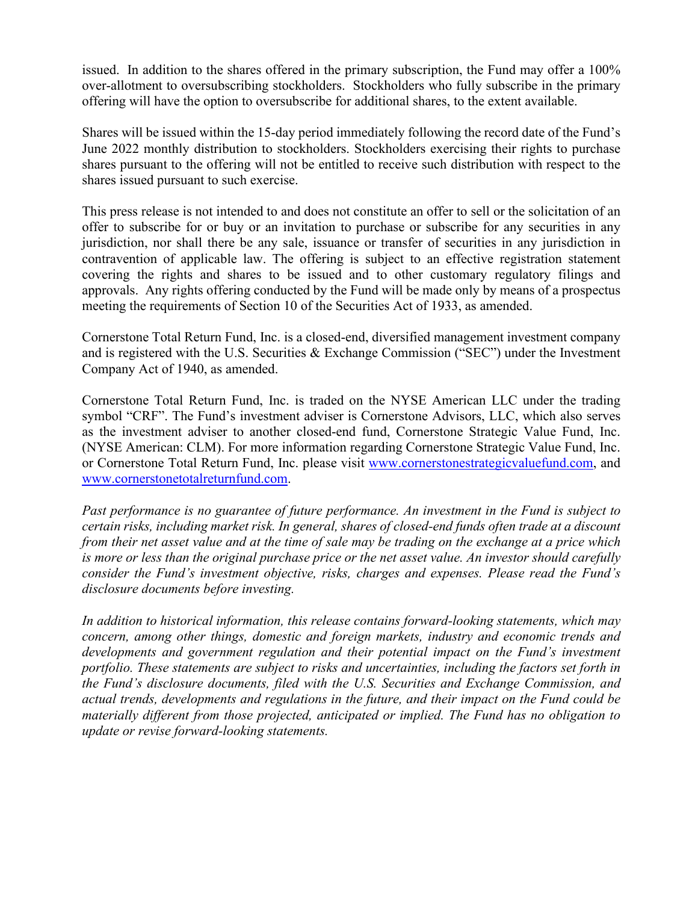issued. In addition to the shares offered in the primary subscription, the Fund may offer a 100% over-allotment to oversubscribing stockholders. Stockholders who fully subscribe in the primary offering will have the option to oversubscribe for additional shares, to the extent available.

Shares will be issued within the 15-day period immediately following the record date of the Fund's June 2022 monthly distribution to stockholders. Stockholders exercising their rights to purchase shares pursuant to the offering will not be entitled to receive such distribution with respect to the shares issued pursuant to such exercise.

This press release is not intended to and does not constitute an offer to sell or the solicitation of an offer to subscribe for or buy or an invitation to purchase or subscribe for any securities in any jurisdiction, nor shall there be any sale, issuance or transfer of securities in any jurisdiction in contravention of applicable law. The offering is subject to an effective registration statement covering the rights and shares to be issued and to other customary regulatory filings and approvals. Any rights offering conducted by the Fund will be made only by means of a prospectus meeting the requirements of Section 10 of the Securities Act of 1933, as amended.

Cornerstone Total Return Fund, Inc. is a closed-end, diversified management investment company and is registered with the U.S. Securities & Exchange Commission ("SEC") under the Investment Company Act of 1940, as amended.

Cornerstone Total Return Fund, Inc. is traded on the NYSE American LLC under the trading symbol "CRF". The Fund's investment adviser is Cornerstone Advisors, LLC, which also serves as the investment adviser to another closed-end fund, Cornerstone Strategic Value Fund, Inc. (NYSE American: CLM). For more information regarding Cornerstone Strategic Value Fund, Inc. or Cornerstone Total Return Fund, Inc. please visit www.cornerstonestrategicvaluefund.com, and www.cornerstonetotalreturnfund.com.

*Past performance is no guarantee of future performance. An investment in the Fund is subject to certain risks, including market risk. In general, shares of closed-end funds often trade at a discount from their net asset value and at the time of sale may be trading on the exchange at a price which is more or less than the original purchase price or the net asset value. An investor should carefully consider the Fund's investment objective, risks, charges and expenses. Please read the Fund's disclosure documents before investing.*

*In addition to historical information, this release contains forward-looking statements, which may concern, among other things, domestic and foreign markets, industry and economic trends and developments and government regulation and their potential impact on the Fund's investment portfolio. These statements are subject to risks and uncertainties, including the factors set forth in the Fund's disclosure documents, filed with the U.S. Securities and Exchange Commission, and actual trends, developments and regulations in the future, and their impact on the Fund could be materially different from those projected, anticipated or implied. The Fund has no obligation to update or revise forward-looking statements.*